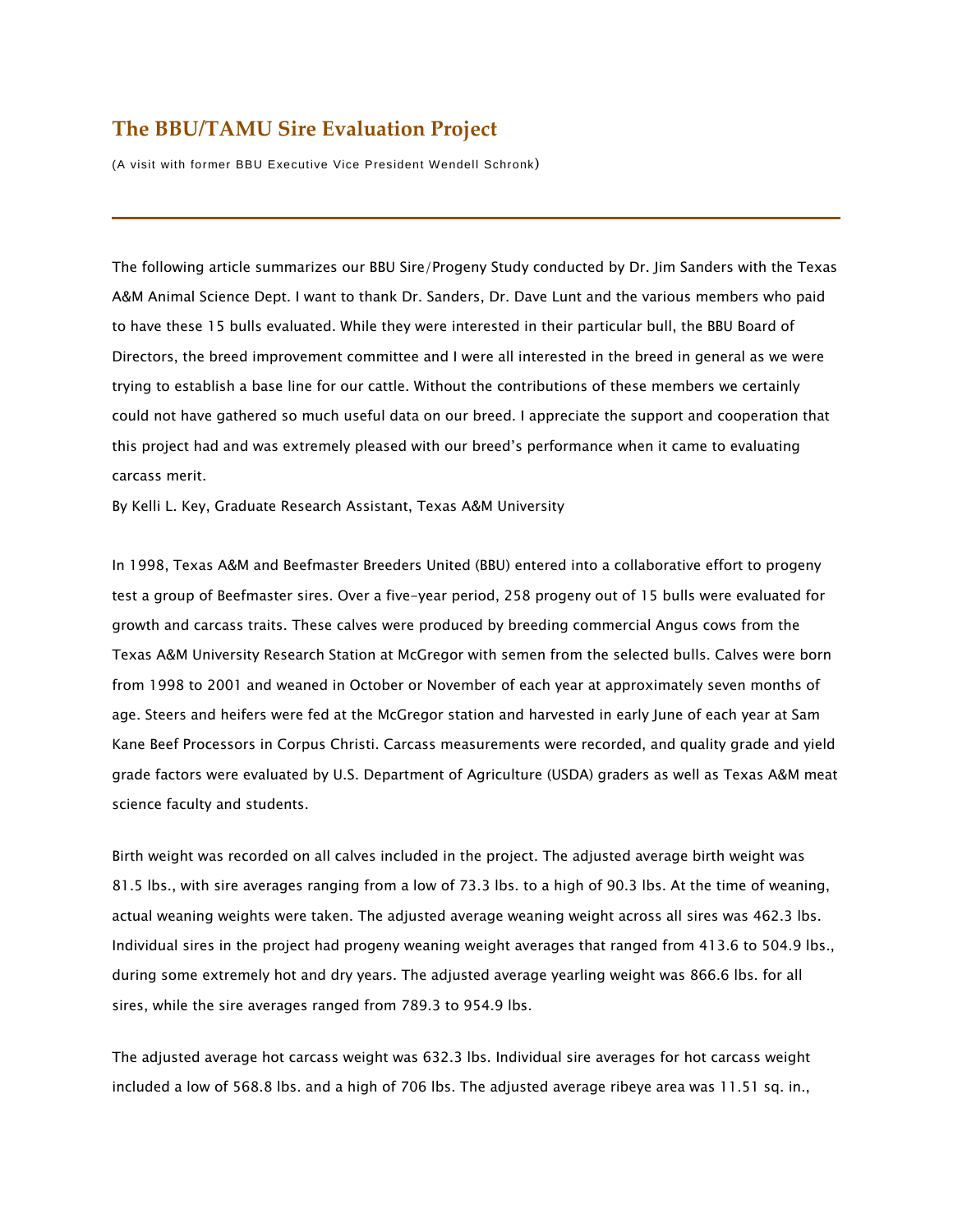# The BBU/TAMU Sire Evaluation Project

(A visit with former BBU Executive Vice President Wendell Schronk)

---

The following article summarizes our BBU Sire/Progeny Study conducted by Dr. Jim Sanders with the Texas A&M Animal Science Dept. I want to thank Dr. Sanders, Dr. Dave Lunt and the various members who paid to have these 15 bulls evaluated. While they were interested in their particular bull, the BBU Board of Directors, the breed improvement committee and I were all interested in the breed in general as we were trying to establish a base line for our cattle. Without the contributions of these members we certainly could not have gathered so much useful data on our breed. I appreciate the support and cooperation that this project had and was extremely pleased with our breed's performance when it came to evaluating carcass merit.

By Kelli L. Key, Graduate Research Assistant, Texas A&M University

In 1998, Texas A&M and Beefmaster Breeders United (BBU) entered into a collaborative effort to progeny test a group of Beefmaster sires. Over a five-year period, 258 progeny out of 15 bulls were evaluated for growth and carcass traits. These calves were produced by breeding commercial Angus cows from the Texas A&M University Research Station at McGregor with semen from the selected bulls. Calves were born from 1998 to 2001 and weaned in October or November of each year at approximately seven months of age. Steers and heifers were fed at the McGregor station and harvested in early June of each year at Sam Kane Beef Processors in Corpus Christi. Carcass measurements were recorded, and quality grade and yield grade factors were evaluated by U.S. Department of Agriculture (USDA) graders as well as Texas A&M meat science faculty and students.

Birth weight was recorded on all calves included in the project. The adjusted average birth weight was 81.5 lbs., with sire averages ranging from a low of 73.3 lbs. to a high of 90.3 lbs. At the time of weaning, actual weaning weights were taken. The adjusted average weaning weight across all sires was 462.3 lbs. Individual sires in the project had progeny weaning weight averages that ranged from 413.6 to 504.9 lbs., during some extremely hot and dry years. The adjusted average yearling weight was 866.6 lbs. for all sires, while the sire averages ranged from 789.3 to 954.9 lbs.

The adjusted average hot carcass weight was 632.3 lbs. Individual sire averages for hot carcass weight included a low of 568.8 lbs. and a high of 706 lbs. The adjusted average ribeye area was 11.51 sq. in.,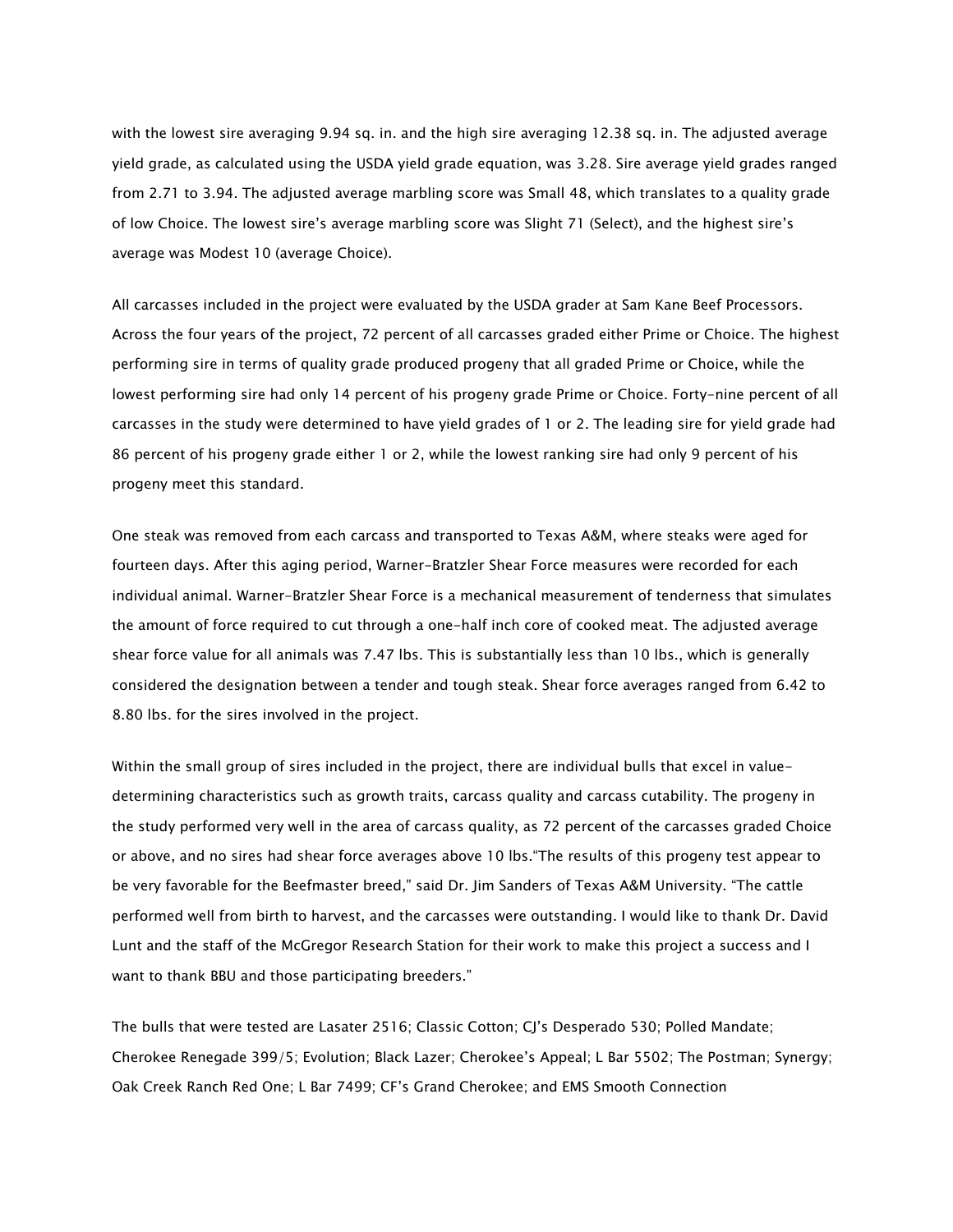with the lowest sire averaging 9.94 sq. in. and the high sire averaging 12.38 sq. in. The adjusted average yield grade, as calculated using the USDA yield grade equation, was 3.28. Sire average yield grades ranged from 2.71 to 3.94. The adjusted average marbling score was Small 48, which translates to a quality grade of low Choice. The lowest sire's average marbling score was Slight 71 (Select), and the highest sire's average was Modest 10 (average Choice).

All carcasses included in the project were evaluated by the USDA grader at Sam Kane Beef Processors. Across the four years of the project, 72 percent of all carcasses graded either Prime or Choice. The highest performing sire in terms of quality grade produced progeny that all graded Prime or Choice, while the lowest performing sire had only 14 percent of his progeny grade Prime or Choice. Forty-nine percent of all carcasses in the study were determined to have yield grades of 1 or 2. The leading sire for yield grade had 86 percent of his progeny grade either 1 or 2, while the lowest ranking sire had only 9 percent of his progeny meet this standard.

One steak was removed from each carcass and transported to Texas A&M, where steaks were aged for fourteen days. After this aging period, Warner-Bratzler Shear Force measures were recorded for each individual animal. Warner-Bratzler Shear Force is a mechanical measurement of tenderness that simulates the amount of force required to cut through a one-half inch core of cooked meat. The adjusted average shear force value for all animals was 7.47 lbs. This is substantially less than 10 lbs., which is generally considered the designation between a tender and tough steak. Shear force averages ranged from 6.42 to 8.80 lbs. for the sires involved in the project.

Within the small group of sires included in the project, there are individual bulls that excel in value-determining characteristics such as growth traits, carcass quality and carcass cutability. The progeny in the study performed very well in the area of carcass quality, as 72 percent of the carcasses graded Choice or above, and no sires had shear force averages above 10 lbs."The results of this progeny test appear to be very favorable for the Beefmaster breed," said Dr. Jim Sanders of Texas A&M University. "The cattle performed well from birth to harvest, and the carcasses were outstanding. I would like to thank Dr. David Lunt and the staff of the McGregor Research Station for their work to make this project a success and I want to thank BBU and those participating breeders."

The bulls that were tested are Lasater 2516; Classic Cotton; CJ's Desperado 530; Polled Mandate; Cherokee Renegade 399/5; Evolution; Black Lazer; Cherokee's Appeal; L Bar 5502; The Postman; Synergy; Oak Creek Ranch Red One; L Bar 7499; CF's Grand Cherokee; and EMS Smooth Connection